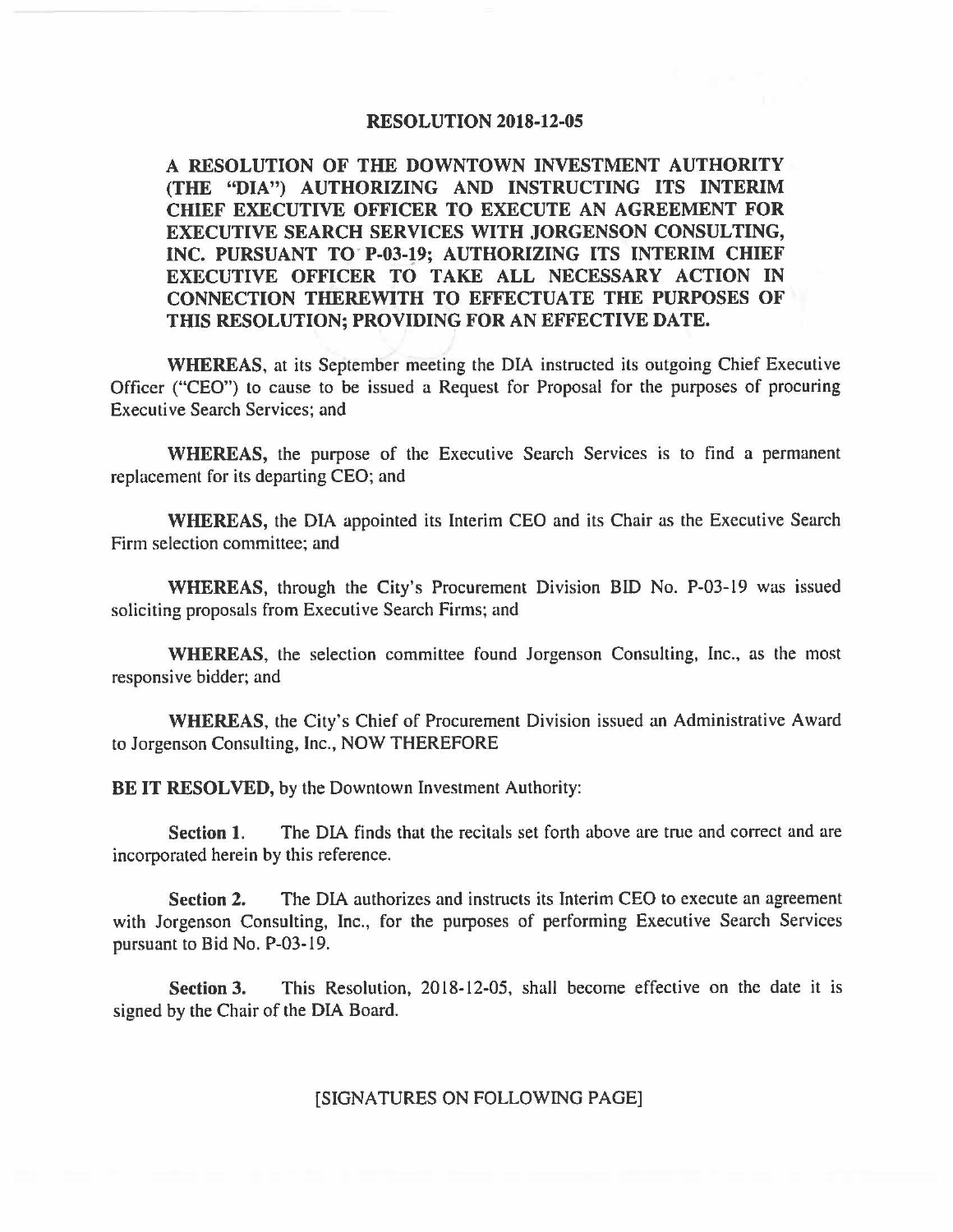# RESOLUTION 2018-12-05

**A RESOLUTION OF THE DOWNTOWN INVESTMENT AUTHORITY (THE "DIA") AUTHORIZING AND INSTRUCTING ITS INTERIM CHIEF EXECUTIVE OFFICER TO EXECUTE AN AGREEMENT FOR EXECUTIVE SEARCH SERVICES WITH JORGENSON CONSULTING, INC. PURSUANT TO P-03-19; AUTHORIZING ITS INTERIM CHIEF EXECUTIVE OFFICER TO TAKE ALL NECESSARY ACTION IN CONNECTION THEREWITH TO EFFECTUATE THE PURPOSES OF THIS RESOLUTION; PROVIDING FOR AN EFFECTIVE DATE.**

**WHEREAS**, at its September meeting the DIA instructed its outgoing Chief Executive Officer ("CEO") to cause to be issued a Request for Proposal for the purposes of procuring Executive Search Services; and

**WHEREAS,** the purpose of the Executive Search Services is to find a permanent replacement for its departing CEO; and

**WHEREAS,** the DIA appointed its Interim CEO and its Chair as the Executive Search Firm selection committee; and

**WHEREAS**, through the City's Procurement Division BID No. P-03-19 was issued soliciting proposals from Executive Search Firms; and

**WHEREAS**, the selection committee found Jorgenson Consulting, Inc., as the most responsive bidder; and

**WHEREAS**, the City's Chief of Procurement Division issued an Administrative Award to Jorgenson Consulting, Inc., NOW THEREFORE

**BE IT RESOLVED,** by the Downtown Investment Authority:

**Section 1.** The DIA finds that the recitals set forth above are true and correct and are incorporated herein by this reference.

**Section 2.** The DIA authorizes and instructs its Interim CEO to execute an agreement with Jorgenson Consulting, Inc., for the purposes of performing Executive Search Services pursuant to Bid No. P-03-19.

**Section 3.** This Resolution, 2018-12-05, shall become effective on the date it is signed by the Chair of the DIA Board.

[SIGNATURES ON FOLLOWING PAGE]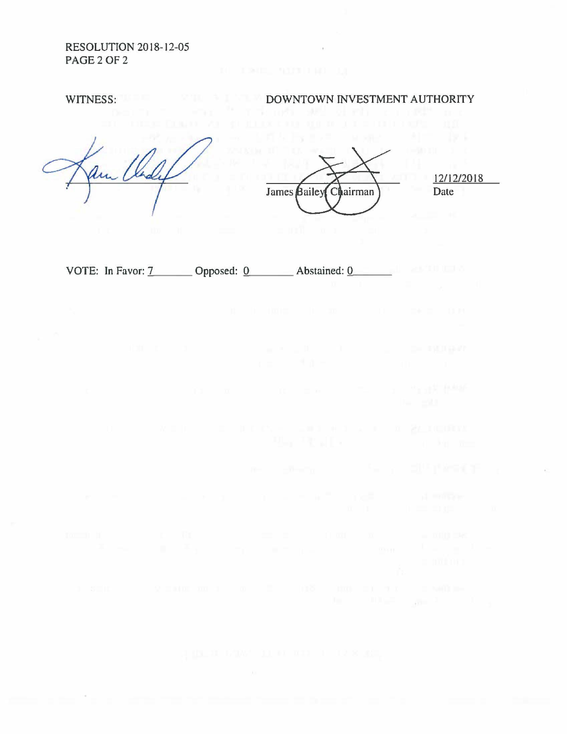RESOLUTION 2018-12-05

PAGE 2 OF 2

WITNESS: DOWNTOWN INVESTMENT AUTHORITY

James Bailey, Chairman

12/12/2018

Date

VOTE: In Favor: 7 Opposed: 0 Abstained: 0